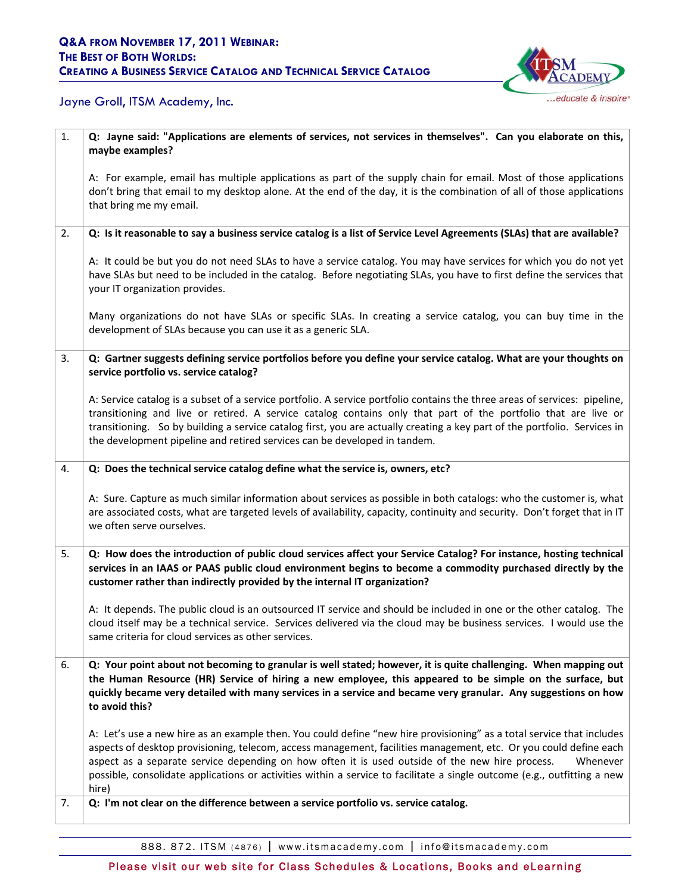# Q&A from November 17, 2011 Webinar: The Best of Both Worlds: Creating a Business Service Catalog and Technical Service Catalog

Jayne Groll, ITSM Academy, Inc.

| | |
|---|---|
| 1. | **Q: Jayne said: "Applications are elements of services, not services in themselves". Can you elaborate on this, maybe examples?**<br><br>A: For example, email has multiple applications as part of the supply chain for email. Most of those applications don't bring that email to my desktop alone. At the end of the day, it is the combination of all of those applications that bring me my email. |
| 2. | **Q: Is it reasonable to say a business service catalog is a list of Service Level Agreements (SLAs) that are available?**<br><br>A: It could be but you do not need SLAs to have a service catalog. You may have services for which you do not yet have SLAs but need to be included in the catalog. Before negotiating SLAs, you have to first define the services that your IT organization provides.<br><br>Many organizations do not have SLAs or specific SLAs. In creating a service catalog, you can buy time in the development of SLAs because you can use it as a generic SLA. |
| 3. | **Q: Gartner suggests defining service portfolios before you define your service catalog. What are your thoughts on service portfolio vs. service catalog?**<br><br>A: Service catalog is a subset of a service portfolio. A service portfolio contains the three areas of services: pipeline, transitioning and live or retired. A service catalog contains only that part of the portfolio that are live or transitioning. So by building a service catalog first, you are actually creating a key part of the portfolio. Services in the development pipeline and retired services can be developed in tandem. |
| 4. | **Q: Does the technical service catalog define what the service is, owners, etc?**<br><br>A: Sure. Capture as much similar information about services as possible in both catalogs: who the customer is, what are associated costs, what are targeted levels of availability, capacity, continuity and security. Don't forget that in IT we often serve ourselves. |
| 5. | **Q: How does the introduction of public cloud services affect your Service Catalog? For instance, hosting technical services in an IAAS or PAAS public cloud environment begins to become a commodity purchased directly by the customer rather than indirectly provided by the internal IT organization?**<br><br>A: It depends. The public cloud is an outsourced IT service and should be included in one or the other catalog. The cloud itself may be a technical service. Services delivered via the cloud may be business services. I would use the same criteria for cloud services as other services. |
| 6. | **Q: Your point about not becoming to granular is well stated; however, it is quite challenging. When mapping out the Human Resource (HR) Service of hiring a new employee, this appeared to be simple on the surface, but quickly became very detailed with many services in a service and became very granular. Any suggestions on how to avoid this?**<br><br>A: Let's use a new hire as an example then. You could define "new hire provisioning" as a total service that includes aspects of desktop provisioning, telecom, access management, facilities management, etc. Or you could define each aspect as a separate service depending on how often it is used outside of the new hire process. Whenever possible, consolidate applications or activities within a service to facilitate a single outcome (e.g., outfitting a new hire) |
| 7. | **Q: I'm not clear on the difference between a service portfolio vs. service catalog.** |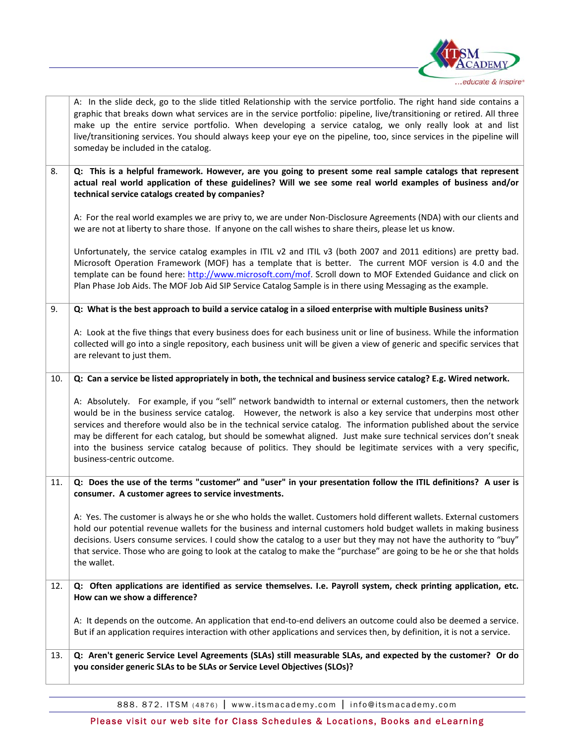| | |
|---|---|
| | A: In the slide deck, go to the slide titled Relationship with the service portfolio. The right hand side contains a graphic that breaks down what services are in the service portfolio: pipeline, live/transitioning or retired. All three make up the entire service portfolio. When developing a service catalog, we only really look at and list live/transitioning services. You should always keep your eye on the pipeline, too, since services in the pipeline will someday be included in the catalog. |
| 8. | **Q: This is a helpful framework. However, are you going to present some real sample catalogs that represent actual real world application of these guidelines? Will we see some real world examples of business and/or technical service catalogs created by companies?**<br><br>A: For the real world examples we are privy to, we are under Non-Disclosure Agreements (NDA) with our clients and we are not at liberty to share those. If anyone on the call wishes to share theirs, please let us know.<br><br>Unfortunately, the service catalog examples in ITIL v2 and ITIL v3 (both 2007 and 2011 editions) are pretty bad. Microsoft Operation Framework (MOF) has a template that is better. The current MOF version is 4.0 and the template can be found here: http://www.microsoft.com/mof. Scroll down to MOF Extended Guidance and click on Plan Phase Job Aids. The MOF Job Aid SIP Service Catalog Sample is in there using Messaging as the example. |
| 9. | **Q: What is the best approach to build a service catalog in a siloed enterprise with multiple Business units?**<br><br>A: Look at the five things that every business does for each business unit or line of business. While the information collected will go into a single repository, each business unit will be given a view of generic and specific services that are relevant to just them. |
| 10. | **Q: Can a service be listed appropriately in both, the technical and business service catalog? E.g. Wired network.**<br><br>A: Absolutely. For example, if you "sell" network bandwidth to internal or external customers, then the network would be in the business service catalog. However, the network is also a key service that underpins most other services and therefore would also be in the technical service catalog. The information published about the service may be different for each catalog, but should be somewhat aligned. Just make sure technical services don't sneak into the business service catalog because of politics. They should be legitimate services with a very specific, business-centric outcome. |
| 11. | **Q: Does the use of the terms "customer" and "user" in your presentation follow the ITIL definitions? A user is consumer. A customer agrees to service investments.**<br><br>A: Yes. The customer is always he or she who holds the wallet. Customers hold different wallets. External customers hold our potential revenue wallets for the business and internal customers hold budget wallets in making business decisions. Users consume services. I could show the catalog to a user but they may not have the authority to "buy" that service. Those who are going to look at the catalog to make the "purchase" are going to be he or she that holds the wallet. |
| 12. | **Q: Often applications are identified as service themselves. I.e. Payroll system, check printing application, etc. How can we show a difference?**<br><br>A: It depends on the outcome. An application that end-to-end delivers an outcome could also be deemed a service. But if an application requires interaction with other applications and services then, by definition, it is not a service. |
| 13. | **Q: Aren't generic Service Level Agreements (SLAs) still measurable SLAs, and expected by the customer? Or do you consider generic SLAs to be SLAs or Service Level Objectives (SLOs)?** |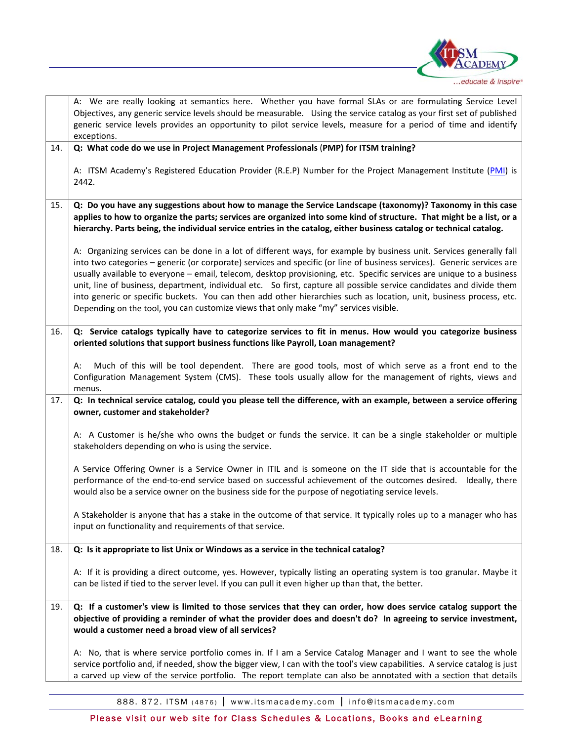| | |
|---|---|
| | A: We are really looking at semantics here. Whether you have formal SLAs or are formulating Service Level Objectives, any generic service levels should be measurable. Using the service catalog as your first set of published generic service levels provides an opportunity to pilot service levels, measure for a period of time and identify exceptions. |
| 14. | **Q: What code do we use in Project Management Professionals (PMP) for ITSM training?**<br><br>A: ITSM Academy's Registered Education Provider (R.E.P) Number for the Project Management Institute (PMI) is 2442. |
| 15. | **Q: Do you have any suggestions about how to manage the Service Landscape (taxonomy)? Taxonomy in this case applies to how to organize the parts; services are organized into some kind of structure. That might be a list, or a hierarchy. Parts being, the individual service entries in the catalog, either business catalog or technical catalog.**<br><br>A: Organizing services can be done in a lot of different ways, for example by business unit. Services generally fall into two categories – generic (or corporate) services and specific (or line of business services). Generic services are usually available to everyone – email, telecom, desktop provisioning, etc. Specific services are unique to a business unit, line of business, department, individual etc. So first, capture all possible service candidates and divide them into generic or specific buckets. You can then add other hierarchies such as location, unit, business process, etc. Depending on the tool, you can customize views that only make "my" services visible. |
| 16. | **Q: Service catalogs typically have to categorize services to fit in menus. How would you categorize business oriented solutions that support business functions like Payroll, Loan management?**<br><br>A: Much of this will be tool dependent. There are good tools, most of which serve as a front end to the Configuration Management System (CMS). These tools usually allow for the management of rights, views and menus. |
| 17. | **Q: In technical service catalog, could you please tell the difference, with an example, between a service offering owner, customer and stakeholder?**<br><br>A: A Customer is he/she who owns the budget or funds the service. It can be a single stakeholder or multiple stakeholders depending on who is using the service.<br><br>A Service Offering Owner is a Service Owner in ITIL and is someone on the IT side that is accountable for the performance of the end-to-end service based on successful achievement of the outcomes desired. Ideally, there would also be a service owner on the business side for the purpose of negotiating service levels.<br><br>A Stakeholder is anyone that has a stake in the outcome of that service. It typically roles up to a manager who has input on functionality and requirements of that service. |
| 18. | **Q: Is it appropriate to list Unix or Windows as a service in the technical catalog?**<br><br>A: If it is providing a direct outcome, yes. However, typically listing an operating system is too granular. Maybe it can be listed if tied to the server level. If you can pull it even higher up than that, the better. |
| 19. | **Q: If a customer's view is limited to those services that they can order, how does service catalog support the objective of providing a reminder of what the provider does and doesn't do? In agreeing to service investment, would a customer need a broad view of all services?**<br><br>A: No, that is where service portfolio comes in. If I am a Service Catalog Manager and I want to see the whole service portfolio and, if needed, show the bigger view, I can with the tool's view capabilities. A service catalog is just a carved up view of the service portfolio. The report template can also be annotated with a section that details |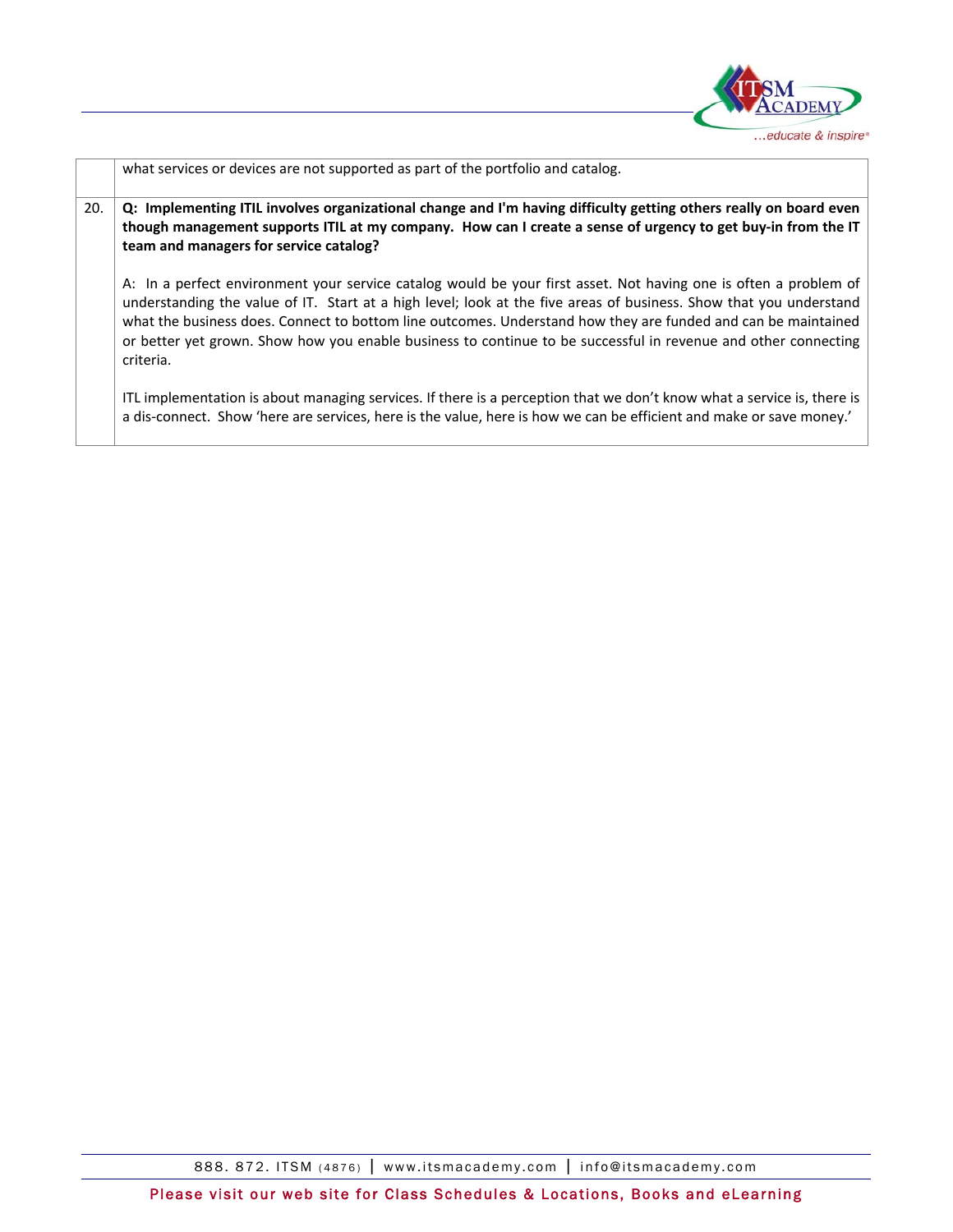| | |
|---|---|
| | what services or devices are not supported as part of the portfolio and catalog. |
| 20. | **Q: Implementing ITIL involves organizational change and I'm having difficulty getting others really on board even though management supports ITIL at my company. How can I create a sense of urgency to get buy-in from the IT team and managers for service catalog?**<br><br>A: In a perfect environment your service catalog would be your first asset. Not having one is often a problem of understanding the value of IT. Start at a high level; look at the five areas of business. Show that you understand what the business does. Connect to bottom line outcomes. Understand how they are funded and can be maintained or better yet grown. Show how you enable business to continue to be successful in revenue and other connecting criteria.<br><br>ITL implementation is about managing services. If there is a perception that we don't know what a service is, there is a dis-connect. Show 'here are services, here is the value, here is how we can be efficient and make or save money.' |